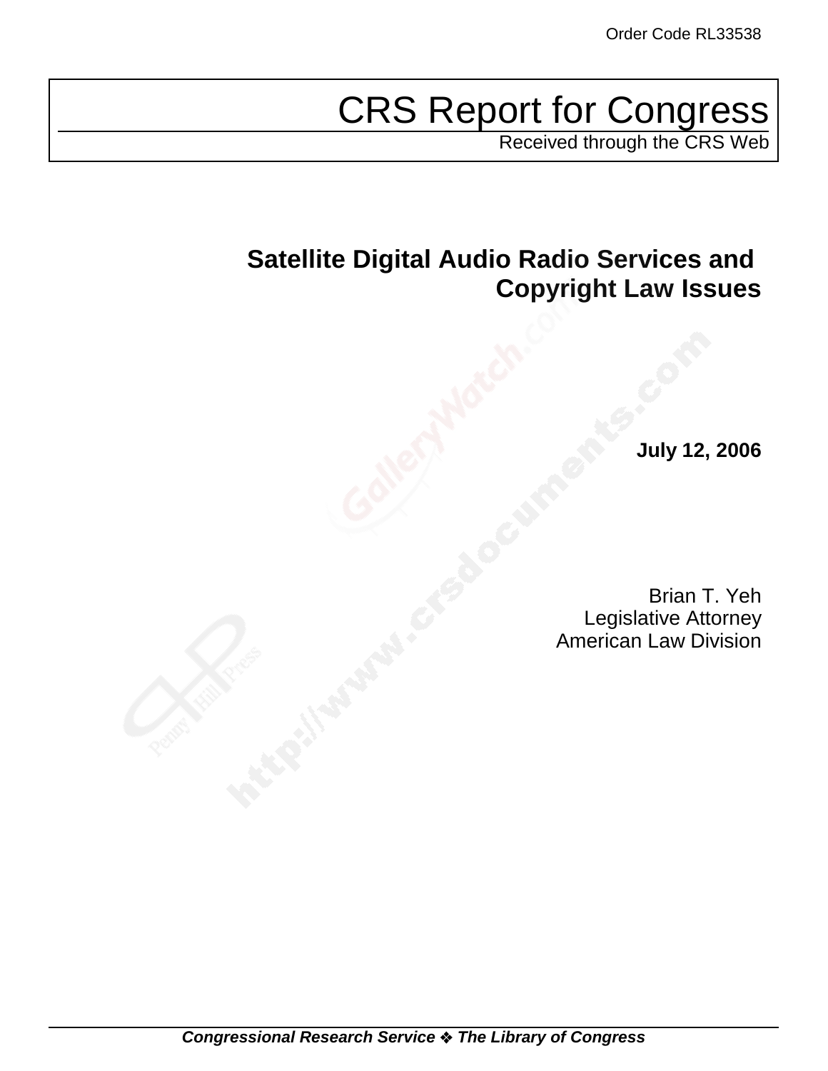Order Code RL33538

# CRS Report for Congress

Received through the CRS Web

## Satellite Digital Audio Radio Services and Copyright Law Issues

**July 12, 2006**

Brian T. Yeh
Legislative Attorney
American Law Division

***Congressional Research Service ❖ The Library of Congress***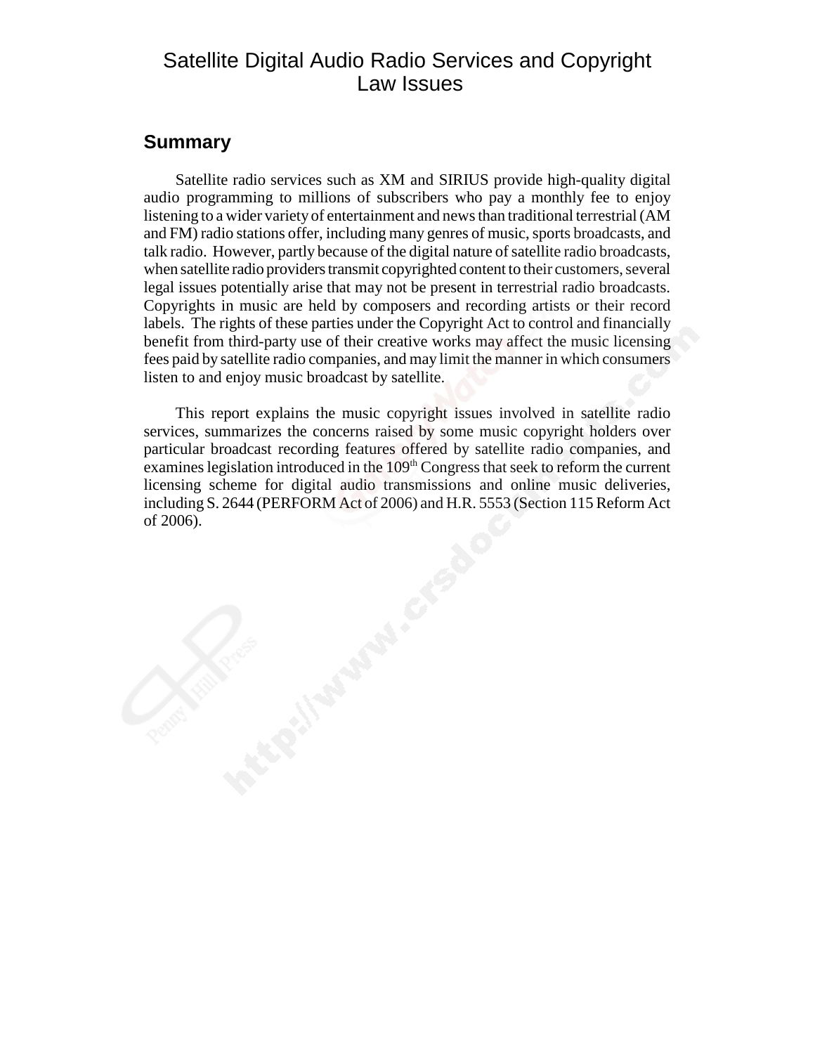# Satellite Digital Audio Radio Services and Copyright Law Issues

## Summary

Satellite radio services such as XM and SIRIUS provide high-quality digital audio programming to millions of subscribers who pay a monthly fee to enjoy listening to a wider variety of entertainment and news than traditional terrestrial (AM and FM) radio stations offer, including many genres of music, sports broadcasts, and talk radio. However, partly because of the digital nature of satellite radio broadcasts, when satellite radio providers transmit copyrighted content to their customers, several legal issues potentially arise that may not be present in terrestrial radio broadcasts. Copyrights in music are held by composers and recording artists or their record labels. The rights of these parties under the Copyright Act to control and financially benefit from third-party use of their creative works may affect the music licensing fees paid by satellite radio companies, and may limit the manner in which consumers listen to and enjoy music broadcast by satellite.

This report explains the music copyright issues involved in satellite radio services, summarizes the concerns raised by some music copyright holders over particular broadcast recording features offered by satellite radio companies, and examines legislation introduced in the 109th Congress that seek to reform the current licensing scheme for digital audio transmissions and online music deliveries, including S. 2644 (PERFORM Act of 2006) and H.R. 5553 (Section 115 Reform Act of 2006).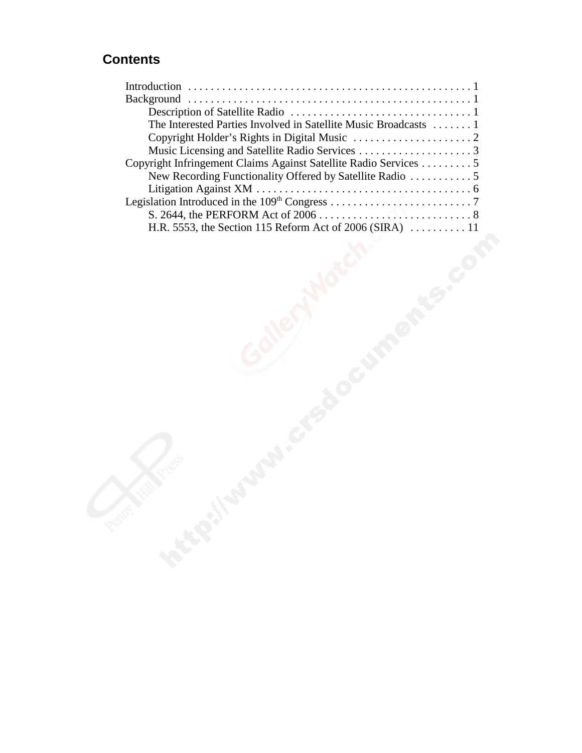## Contents

Introduction . . . . . . . . . . . . . . . . . . . . . . . . . . . . . . . . . . . . . . . . . . . . . . . . . . 1

Background . . . . . . . . . . . . . . . . . . . . . . . . . . . . . . . . . . . . . . . . . . . . . . . . . . 1

- Description of Satellite Radio . . . . . . . . . . . . . . . . . . . . . . . . . . . . . . . . 1
- The Interested Parties Involved in Satellite Music Broadcasts . . . . . . . 1
- Copyright Holder's Rights in Digital Music . . . . . . . . . . . . . . . . . . . . . 2
- Music Licensing and Satellite Radio Services . . . . . . . . . . . . . . . . . . . . 3

Copyright Infringement Claims Against Satellite Radio Services . . . . . . . . . 5

- New Recording Functionality Offered by Satellite Radio . . . . . . . . . . . 5
- Litigation Against XM . . . . . . . . . . . . . . . . . . . . . . . . . . . . . . . . . . . . . . 6

Legislation Introduced in the 109th Congress . . . . . . . . . . . . . . . . . . . . . . . . . 7

- S. 2644, the PERFORM Act of 2006 . . . . . . . . . . . . . . . . . . . . . . . . . . . 8
- H.R. 5553, the Section 115 Reform Act of 2006 (SIRA) . . . . . . . . . . 11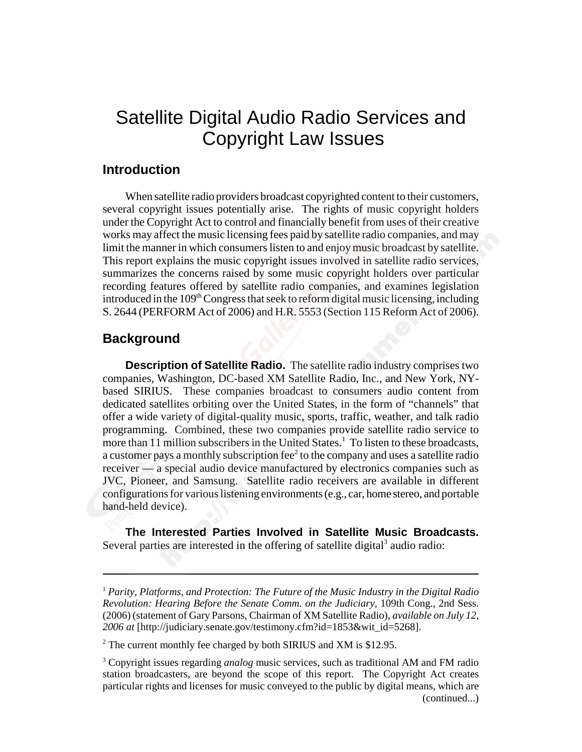# Satellite Digital Audio Radio Services and Copyright Law Issues

## Introduction

When satellite radio providers broadcast copyrighted content to their customers, several copyright issues potentially arise. The rights of music copyright holders under the Copyright Act to control and financially benefit from uses of their creative works may affect the music licensing fees paid by satellite radio companies, and may limit the manner in which consumers listen to and enjoy music broadcast by satellite. This report explains the music copyright issues involved in satellite radio services, summarizes the concerns raised by some music copyright holders over particular recording features offered by satellite radio companies, and examines legislation introduced in the 109th Congress that seek to reform digital music licensing, including S. 2644 (PERFORM Act of 2006) and H.R. 5553 (Section 115 Reform Act of 2006).

## Background

**Description of Satellite Radio.** The satellite radio industry comprises two companies, Washington, DC-based XM Satellite Radio, Inc., and New York, NY-based SIRIUS. These companies broadcast to consumers audio content from dedicated satellites orbiting over the United States, in the form of "channels" that offer a wide variety of digital-quality music, sports, traffic, weather, and talk radio programming. Combined, these two companies provide satellite radio service to more than 11 million subscribers in the United States.[1] To listen to these broadcasts, a customer pays a monthly subscription fee[2] to the company and uses a satellite radio receiver — a special audio device manufactured by electronics companies such as JVC, Pioneer, and Samsung. Satellite radio receivers are available in different configurations for various listening environments (e.g., car, home stereo, and portable hand-held device).

**The Interested Parties Involved in Satellite Music Broadcasts.** Several parties are interested in the offering of satellite digital[3] audio radio:

---

[1] *Parity, Platforms, and Protection: The Future of the Music Industry in the Digital Radio Revolution: Hearing Before the Senate Comm. on the Judiciary,* 109th Cong., 2nd Sess. (2006) (statement of Gary Parsons, Chairman of XM Satellite Radio), *available on July 12, 2006 at* [http://judiciary.senate.gov/testimony.cfm?id=1853&wit_id=5268].

[2] The current monthly fee charged by both SIRIUS and XM is $12.95.

[3] Copyright issues regarding *analog* music services, such as traditional AM and FM radio station broadcasters, are beyond the scope of this report. The Copyright Act creates particular rights and licenses for music conveyed to the public by digital means, which are (continued...)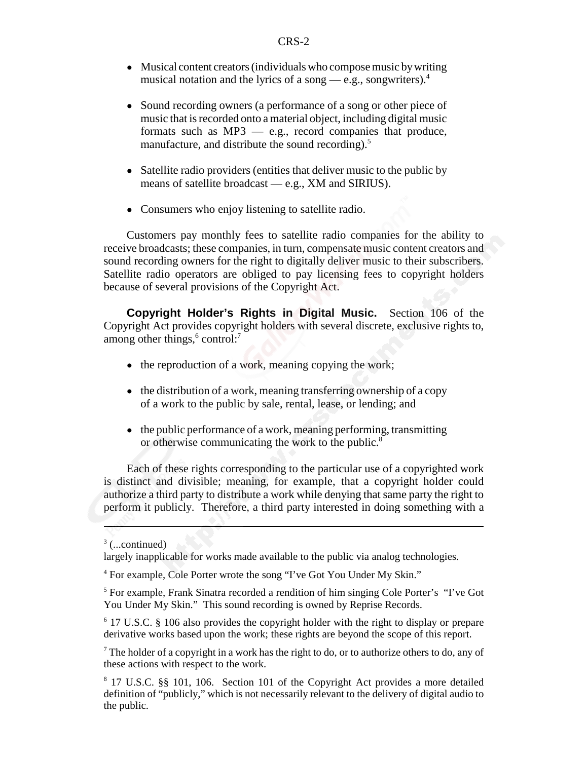- Musical content creators (individuals who compose music by writing musical notation and the lyrics of a song — e.g., songwriters).[4]

- Sound recording owners (a performance of a song or other piece of music that is recorded onto a material object, including digital music formats such as MP3 — e.g., record companies that produce, manufacture, and distribute the sound recording).[5]

- Satellite radio providers (entities that deliver music to the public by means of satellite broadcast — e.g., XM and SIRIUS).

- Consumers who enjoy listening to satellite radio.

Customers pay monthly fees to satellite radio companies for the ability to receive broadcasts; these companies, in turn, compensate music content creators and sound recording owners for the right to digitally deliver music to their subscribers. Satellite radio operators are obliged to pay licensing fees to copyright holders because of several provisions of the Copyright Act.

**Copyright Holder's Rights in Digital Music.** Section 106 of the Copyright Act provides copyright holders with several discrete, exclusive rights to, among other things,[6] control:[7]

- the reproduction of a work, meaning copying the work;

- the distribution of a work, meaning transferring ownership of a copy of a work to the public by sale, rental, lease, or lending; and

- the public performance of a work, meaning performing, transmitting or otherwise communicating the work to the public.[8]

Each of these rights corresponding to the particular use of a copyrighted work is distinct and divisible; meaning, for example, that a copyright holder could authorize a third party to distribute a work while denying that same party the right to perform it publicly. Therefore, a third party interested in doing something with a

---

[3] (...continued)
largely inapplicable for works made available to the public via analog technologies.

[4] For example, Cole Porter wrote the song "I've Got You Under My Skin."

[5] For example, Frank Sinatra recorded a rendition of him singing Cole Porter's "I've Got You Under My Skin." This sound recording is owned by Reprise Records.

[6] 17 U.S.C. § 106 also provides the copyright holder with the right to display or prepare derivative works based upon the work; these rights are beyond the scope of this report.

[7] The holder of a copyright in a work has the right to do, or to authorize others to do, any of these actions with respect to the work.

[8] 17 U.S.C. §§ 101, 106. Section 101 of the Copyright Act provides a more detailed definition of "publicly," which is not necessarily relevant to the delivery of digital audio to the public.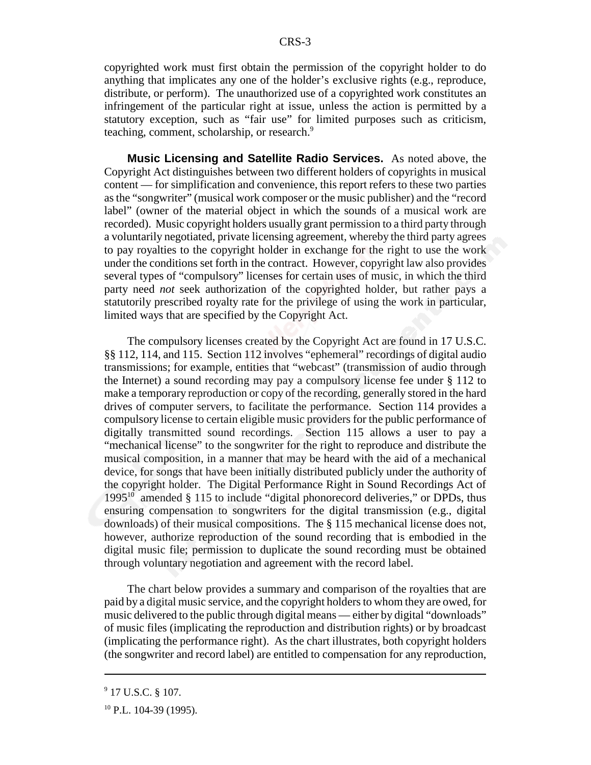copyrighted work must first obtain the permission of the copyright holder to do anything that implicates any one of the holder's exclusive rights (e.g., reproduce, distribute, or perform). The unauthorized use of a copyrighted work constitutes an infringement of the particular right at issue, unless the action is permitted by a statutory exception, such as "fair use" for limited purposes such as criticism, teaching, comment, scholarship, or research.[9]

**Music Licensing and Satellite Radio Services.** As noted above, the Copyright Act distinguishes between two different holders of copyrights in musical content — for simplification and convenience, this report refers to these two parties as the "songwriter" (musical work composer or the music publisher) and the "record label" (owner of the material object in which the sounds of a musical work are recorded). Music copyright holders usually grant permission to a third party through a voluntarily negotiated, private licensing agreement, whereby the third party agrees to pay royalties to the copyright holder in exchange for the right to use the work under the conditions set forth in the contract. However, copyright law also provides several types of "compulsory" licenses for certain uses of music, in which the third party need *not* seek authorization of the copyrighted holder, but rather pays a statutorily prescribed royalty rate for the privilege of using the work in particular, limited ways that are specified by the Copyright Act.

The compulsory licenses created by the Copyright Act are found in 17 U.S.C. §§ 112, 114, and 115. Section 112 involves "ephemeral" recordings of digital audio transmissions; for example, entities that "webcast" (transmission of audio through the Internet) a sound recording may pay a compulsory license fee under § 112 to make a temporary reproduction or copy of the recording, generally stored in the hard drives of computer servers, to facilitate the performance. Section 114 provides a compulsory license to certain eligible music providers for the public performance of digitally transmitted sound recordings. Section 115 allows a user to pay a "mechanical license" to the songwriter for the right to reproduce and distribute the musical composition, in a manner that may be heard with the aid of a mechanical device, for songs that have been initially distributed publicly under the authority of the copyright holder. The Digital Performance Right in Sound Recordings Act of 1995[10] amended § 115 to include "digital phonorecord deliveries," or DPDs, thus ensuring compensation to songwriters for the digital transmission (e.g., digital downloads) of their musical compositions. The § 115 mechanical license does not, however, authorize reproduction of the sound recording that is embodied in the digital music file; permission to duplicate the sound recording must be obtained through voluntary negotiation and agreement with the record label.

The chart below provides a summary and comparison of the royalties that are paid by a digital music service, and the copyright holders to whom they are owed, for music delivered to the public through digital means — either by digital "downloads" of music files (implicating the reproduction and distribution rights) or by broadcast (implicating the performance right). As the chart illustrates, both copyright holders (the songwriter and record label) are entitled to compensation for any reproduction,

---

[9] 17 U.S.C. § 107.

[10] P.L. 104-39 (1995).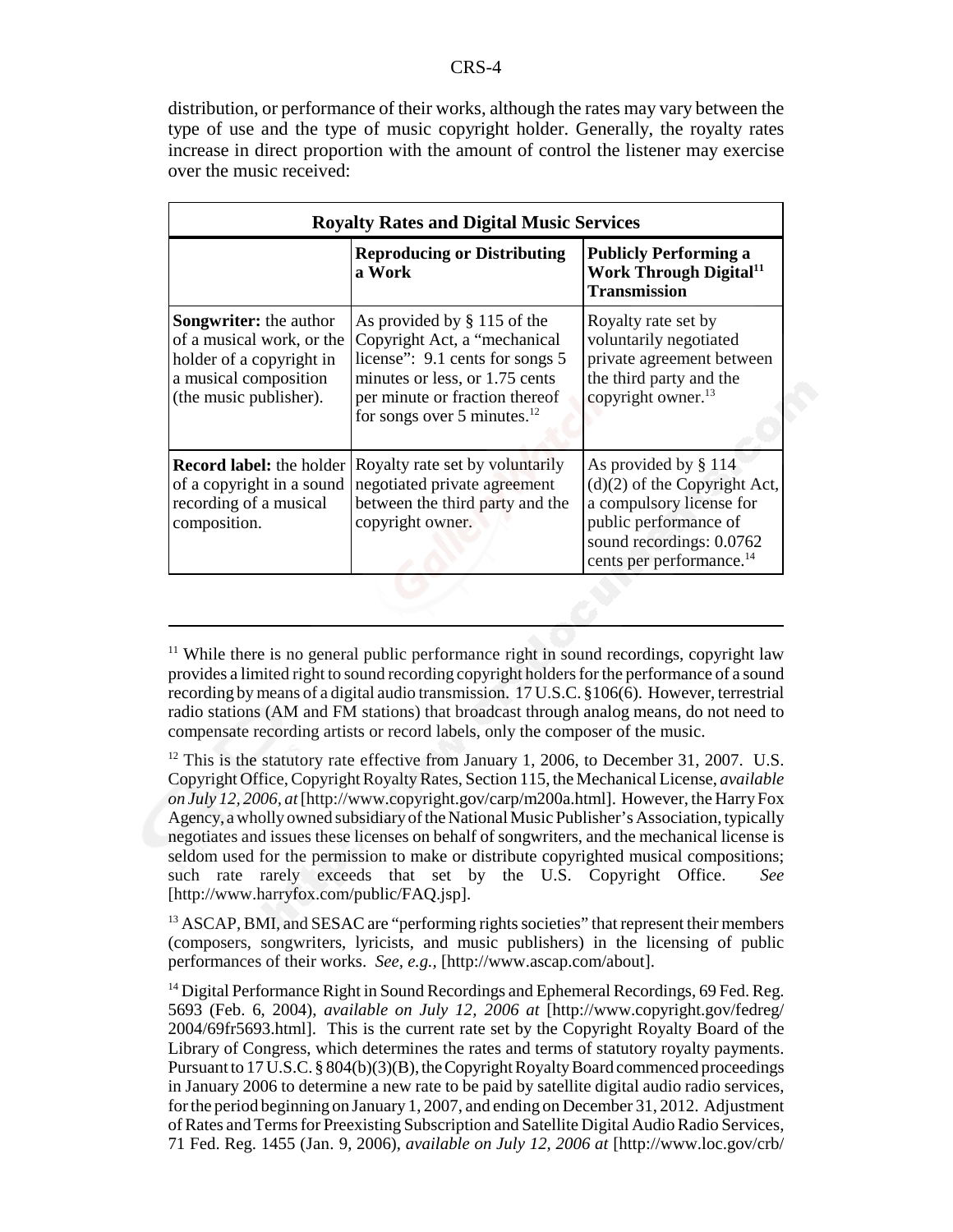distribution, or performance of their works, although the rates may vary between the type of use and the type of music copyright holder. Generally, the royalty rates increase in direct proportion with the amount of control the listener may exercise over the music received:

| Royalty Rates and Digital Music Services | | |
|---|---|---|
| | **Reproducing or Distributing a Work** | **Publicly Performing a Work Through Digital[11] Transmission** |
| **Songwriter:** the author of a musical work, or the holder of a copyright in a musical composition (the music publisher). | As provided by § 115 of the Copyright Act, a "mechanical license": 9.1 cents for songs 5 minutes or less, or 1.75 cents per minute or fraction thereof for songs over 5 minutes.[12] | Royalty rate set by voluntarily negotiated private agreement between the third party and the copyright owner.[13] |
| **Record label:** the holder of a copyright in a sound recording of a musical composition. | Royalty rate set by voluntarily negotiated private agreement between the third party and the copyright owner. | As provided by § 114 (d)(2) of the Copyright Act, a compulsory license for public performance of sound recordings: 0.0762 cents per performance.[14] |

---

[11] While there is no general public performance right in sound recordings, copyright law provides a limited right to sound recording copyright holders for the performance of a sound recording by means of a digital audio transmission. 17 U.S.C. §106(6). However, terrestrial radio stations (AM and FM stations) that broadcast through analog means, do not need to compensate recording artists or record labels, only the composer of the music.

[12] This is the statutory rate effective from January 1, 2006, to December 31, 2007. U.S. Copyright Office, Copyright Royalty Rates, Section 115, the Mechanical License, *available on July 12, 2006, at* [http://www.copyright.gov/carp/m200a.html]. However, the Harry Fox Agency, a wholly owned subsidiary of the National Music Publisher's Association, typically negotiates and issues these licenses on behalf of songwriters, and the mechanical license is seldom used for the permission to make or distribute copyrighted musical compositions; such rate rarely exceeds that set by the U.S. Copyright Office. *See* [http://www.harryfox.com/public/FAQ.jsp].

[13] ASCAP, BMI, and SESAC are "performing rights societies" that represent their members (composers, songwriters, lyricists, and music publishers) in the licensing of public performances of their works. *See, e.g.,* [http://www.ascap.com/about].

[14] Digital Performance Right in Sound Recordings and Ephemeral Recordings, 69 Fed. Reg. 5693 (Feb. 6, 2004), *available on July 12, 2006 at* [http://www.copyright.gov/fedreg/2004/69fr5693.html]. This is the current rate set by the Copyright Royalty Board of the Library of Congress, which determines the rates and terms of statutory royalty payments. Pursuant to 17 U.S.C. § 804(b)(3)(B), the Copyright Royalty Board commenced proceedings in January 2006 to determine a new rate to be paid by satellite digital audio radio services, for the period beginning on January 1, 2007, and ending on December 31, 2012. Adjustment of Rates and Terms for Preexisting Subscription and Satellite Digital Audio Radio Services, 71 Fed. Reg. 1455 (Jan. 9, 2006), *available on July 12, 2006 at* [http://www.loc.gov/crb/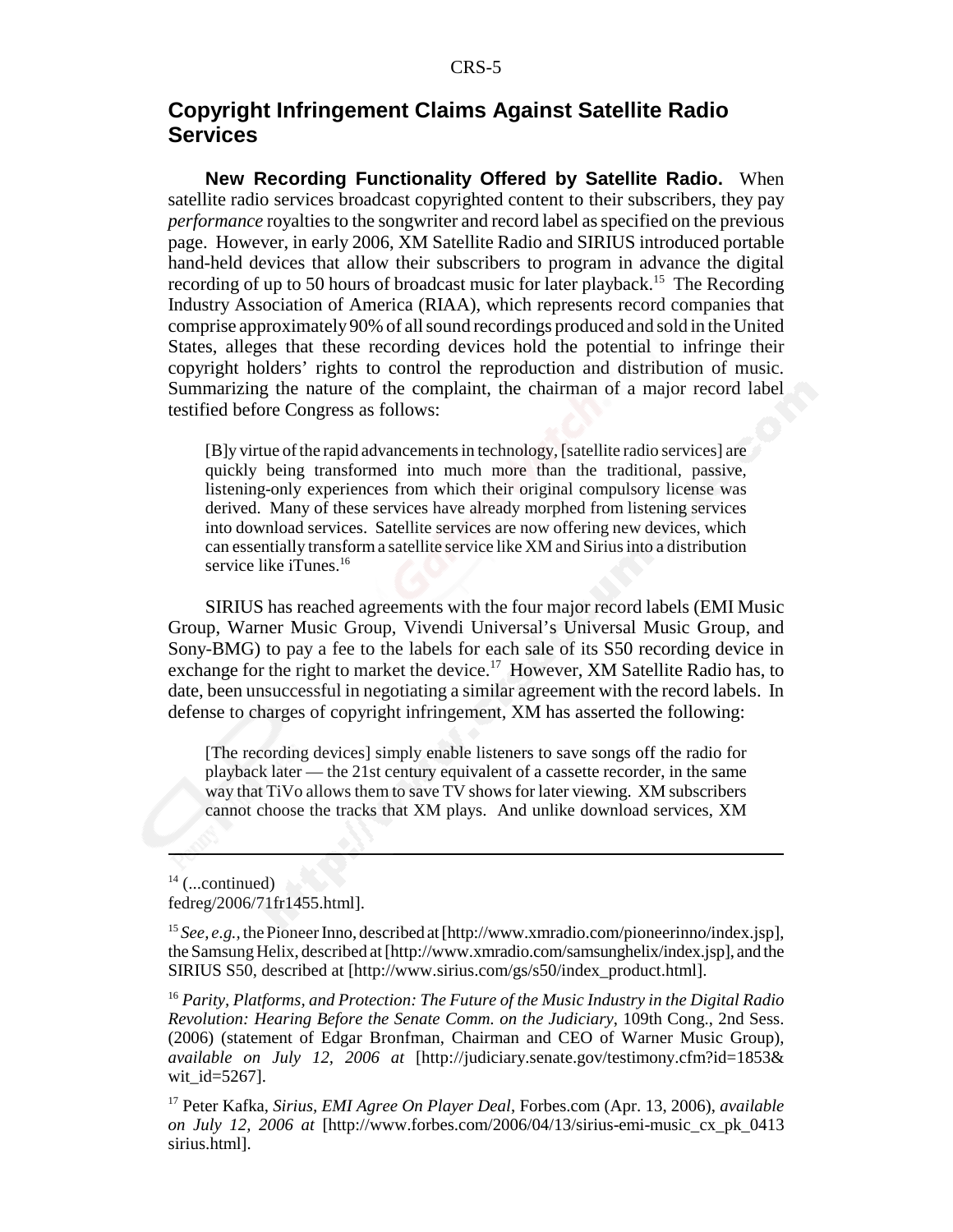## Copyright Infringement Claims Against Satellite Radio Services

**New Recording Functionality Offered by Satellite Radio.** When satellite radio services broadcast copyrighted content to their subscribers, they pay *performance* royalties to the songwriter and record label as specified on the previous page. However, in early 2006, XM Satellite Radio and SIRIUS introduced portable hand-held devices that allow their subscribers to program in advance the digital recording of up to 50 hours of broadcast music for later playback.[15] The Recording Industry Association of America (RIAA), which represents record companies that comprise approximately 90% of all sound recordings produced and sold in the United States, alleges that these recording devices hold the potential to infringe their copyright holders' rights to control the reproduction and distribution of music. Summarizing the nature of the complaint, the chairman of a major record label testified before Congress as follows:

> [B]y virtue of the rapid advancements in technology, [satellite radio services] are quickly being transformed into much more than the traditional, passive, listening-only experiences from which their original compulsory license was derived. Many of these services have already morphed from listening services into download services. Satellite services are now offering new devices, which can essentially transform a satellite service like XM and Sirius into a distribution service like iTunes.[16]

SIRIUS has reached agreements with the four major record labels (EMI Music Group, Warner Music Group, Vivendi Universal's Universal Music Group, and Sony-BMG) to pay a fee to the labels for each sale of its S50 recording device in exchange for the right to market the device.[17] However, XM Satellite Radio has, to date, been unsuccessful in negotiating a similar agreement with the record labels. In defense to charges of copyright infringement, XM has asserted the following:

> [The recording devices] simply enable listeners to save songs off the radio for playback later — the 21st century equivalent of a cassette recorder, in the same way that TiVo allows them to save TV shows for later viewing. XM subscribers cannot choose the tracks that XM plays. And unlike download services, XM

---

[14] (...continued) fedreg/2006/71fr1455.html].

[15] *See, e.g.,* the Pioneer Inno, described at [http://www.xmradio.com/pioneerinno/index.jsp], the Samsung Helix, described at [http://www.xmradio.com/samsunghelix/index.jsp], and the SIRIUS S50, described at [http://www.sirius.com/gs/s50/index_product.html].

[16] *Parity, Platforms, and Protection: The Future of the Music Industry in the Digital Radio Revolution: Hearing Before the Senate Comm. on the Judiciary*, 109th Cong., 2nd Sess. (2006) (statement of Edgar Bronfman, Chairman and CEO of Warner Music Group), *available on July 12, 2006 at* [http://judiciary.senate.gov/testimony.cfm?id=1853&wit_id=5267].

[17] Peter Kafka, *Sirius, EMI Agree On Player Deal*, Forbes.com (Apr. 13, 2006), *available on July 12, 2006 at* [http://www.forbes.com/2006/04/13/sirius-emi-music_cx_pk_0413sirius.html].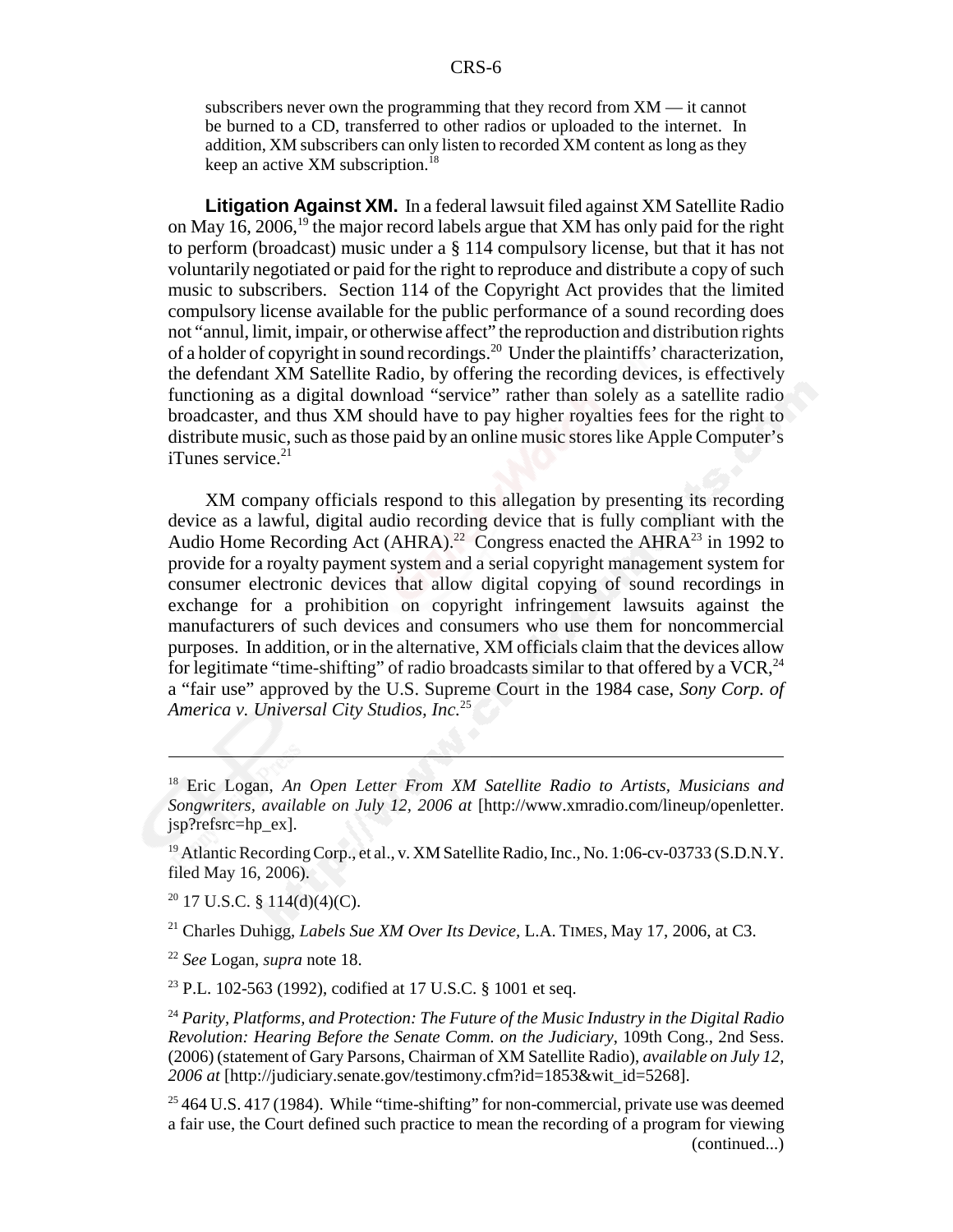subscribers never own the programming that they record from XM — it cannot be burned to a CD, transferred to other radios or uploaded to the internet. In addition, XM subscribers can only listen to recorded XM content as long as they keep an active XM subscription.[18]

**Litigation Against XM.** In a federal lawsuit filed against XM Satellite Radio on May 16, 2006,[19] the major record labels argue that XM has only paid for the right to perform (broadcast) music under a § 114 compulsory license, but that it has not voluntarily negotiated or paid for the right to reproduce and distribute a copy of such music to subscribers. Section 114 of the Copyright Act provides that the limited compulsory license available for the public performance of a sound recording does not "annul, limit, impair, or otherwise affect" the reproduction and distribution rights of a holder of copyright in sound recordings.[20] Under the plaintiffs' characterization, the defendant XM Satellite Radio, by offering the recording devices, is effectively functioning as a digital download "service" rather than solely as a satellite radio broadcaster, and thus XM should have to pay higher royalties fees for the right to distribute music, such as those paid by an online music stores like Apple Computer's iTunes service.[21]

XM company officials respond to this allegation by presenting its recording device as a lawful, digital audio recording device that is fully compliant with the Audio Home Recording Act (AHRA).[22] Congress enacted the AHRA[23] in 1992 to provide for a royalty payment system and a serial copyright management system for consumer electronic devices that allow digital copying of sound recordings in exchange for a prohibition on copyright infringement lawsuits against the manufacturers of such devices and consumers who use them for noncommercial purposes. In addition, or in the alternative, XM officials claim that the devices allow for legitimate "time-shifting" of radio broadcasts similar to that offered by a VCR,[24] a "fair use" approved by the U.S. Supreme Court in the 1984 case, *Sony Corp. of America v. Universal City Studios, Inc.*[25]

---

[18] Eric Logan, *An Open Letter From XM Satellite Radio to Artists, Musicians and Songwriters, available on July 12, 2006 at* [http://www.xmradio.com/lineup/openletter.jsp?refsrc=hp_ex].

[19] Atlantic Recording Corp., et al., v. XM Satellite Radio, Inc., No. 1:06-cv-03733 (S.D.N.Y. filed May 16, 2006).

[20] 17 U.S.C. § 114(d)(4)(C).

[21] Charles Duhigg, *Labels Sue XM Over Its Device,* L.A. TIMES, May 17, 2006, at C3.

[22] *See* Logan, *supra* note 18.

[23] P.L. 102-563 (1992), codified at 17 U.S.C. § 1001 et seq.

[24] *Parity, Platforms, and Protection: The Future of the Music Industry in the Digital Radio Revolution: Hearing Before the Senate Comm. on the Judiciary*, 109th Cong., 2nd Sess. (2006) (statement of Gary Parsons, Chairman of XM Satellite Radio), *available on July 12, 2006 at* [http://judiciary.senate.gov/testimony.cfm?id=1853&wit_id=5268].

[25] 464 U.S. 417 (1984). While "time-shifting" for non-commercial, private use was deemed a fair use, the Court defined such practice to mean the recording of a program for viewing (continued...)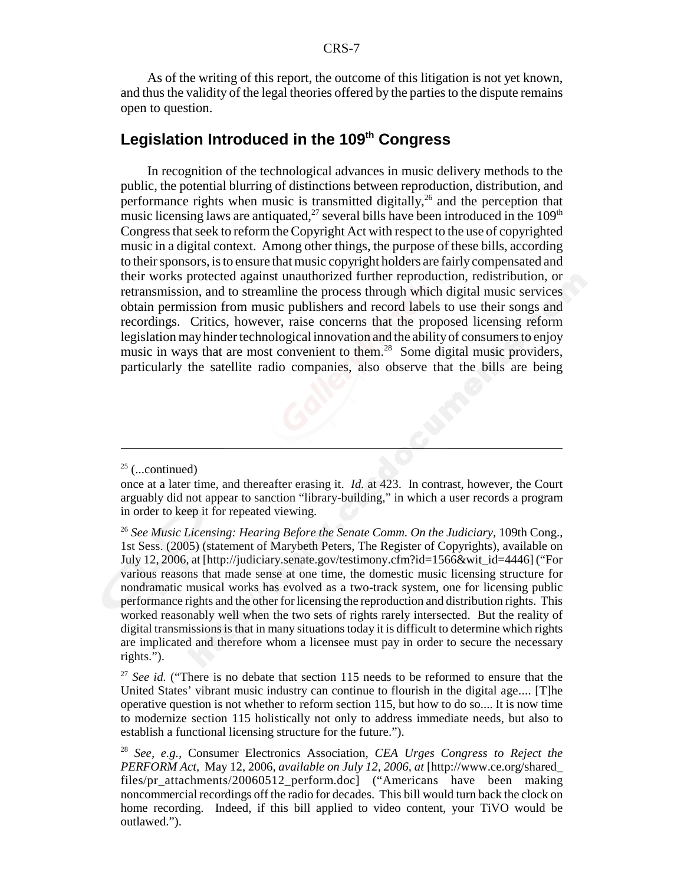As of the writing of this report, the outcome of this litigation is not yet known, and thus the validity of the legal theories offered by the parties to the dispute remains open to question.

## Legislation Introduced in the 109th Congress

In recognition of the technological advances in music delivery methods to the public, the potential blurring of distinctions between reproduction, distribution, and performance rights when music is transmitted digitally,[26] and the perception that music licensing laws are antiquated,[27] several bills have been introduced in the 109th Congress that seek to reform the Copyright Act with respect to the use of copyrighted music in a digital context. Among other things, the purpose of these bills, according to their sponsors, is to ensure that music copyright holders are fairly compensated and their works protected against unauthorized further reproduction, redistribution, or retransmission, and to streamline the process through which digital music services obtain permission from music publishers and record labels to use their songs and recordings. Critics, however, raise concerns that the proposed licensing reform legislation may hinder technological innovation and the ability of consumers to enjoy music in ways that are most convenient to them.[28] Some digital music providers, particularly the satellite radio companies, also observe that the bills are being

---

[25] (...continued)

once at a later time, and thereafter erasing it. *Id.* at 423. In contrast, however, the Court arguably did not appear to sanction "library-building," in which a user records a program in order to keep it for repeated viewing.

[26] *See Music Licensing: Hearing Before the Senate Comm. On the Judiciary*, 109th Cong., 1st Sess. (2005) (statement of Marybeth Peters, The Register of Copyrights), available on July 12, 2006, at [http://judiciary.senate.gov/testimony.cfm?id=1566&wit_id=4446] ("For various reasons that made sense at one time, the domestic music licensing structure for nondramatic musical works has evolved as a two-track system, one for licensing public performance rights and the other for licensing the reproduction and distribution rights. This worked reasonably well when the two sets of rights rarely intersected. But the reality of digital transmissions is that in many situations today it is difficult to determine which rights are implicated and therefore whom a licensee must pay in order to secure the necessary rights.").

[27] *See id.* ("There is no debate that section 115 needs to be reformed to ensure that the United States' vibrant music industry can continue to flourish in the digital age.... [T]he operative question is not whether to reform section 115, but how to do so.... It is now time to modernize section 115 holistically not only to address immediate needs, but also to establish a functional licensing structure for the future.").

[28] *See, e.g.*, Consumer Electronics Association, *CEA Urges Congress to Reject the PERFORM Act*, May 12, 2006, *available on July 12, 2006, at* [http://www.ce.org/shared_files/pr_attachments/20060512_perform.doc] ("Americans have been making noncommercial recordings off the radio for decades. This bill would turn back the clock on home recording. Indeed, if this bill applied to video content, your TiVO would be outlawed.").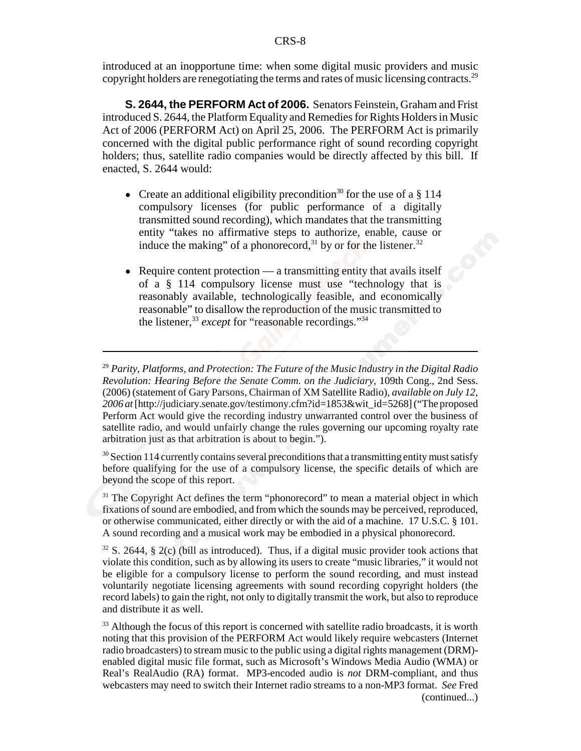introduced at an inopportune time: when some digital music providers and music copyright holders are renegotiating the terms and rates of music licensing contracts.[29]

**S. 2644, the PERFORM Act of 2006.** Senators Feinstein, Graham and Frist introduced S. 2644, the Platform Equality and Remedies for Rights Holders in Music Act of 2006 (PERFORM Act) on April 25, 2006. The PERFORM Act is primarily concerned with the digital public performance right of sound recording copyright holders; thus, satellite radio companies would be directly affected by this bill. If enacted, S. 2644 would:

- Create an additional eligibility precondition[30] for the use of a § 114 compulsory licenses (for public performance of a digitally transmitted sound recording), which mandates that the transmitting entity "takes no affirmative steps to authorize, enable, cause or induce the making" of a phonorecord,[31] by or for the listener.[32]
- Require content protection — a transmitting entity that avails itself of a § 114 compulsory license must use "technology that is reasonably available, technologically feasible, and economically reasonable" to disallow the reproduction of the music transmitted to the listener,[33] *except* for "reasonable recordings."[34]

---

[29] *Parity, Platforms, and Protection: The Future of the Music Industry in the Digital Radio Revolution: Hearing Before the Senate Comm. on the Judiciary*, 109th Cong., 2nd Sess. (2006) (statement of Gary Parsons, Chairman of XM Satellite Radio), *available on July 12, 2006 at* [http://judiciary.senate.gov/testimony.cfm?id=1853&wit_id=5268] ("The proposed Perform Act would give the recording industry unwarranted control over the business of satellite radio, and would unfairly change the rules governing our upcoming royalty rate arbitration just as that arbitration is about to begin.").

[30] Section 114 currently contains several preconditions that a transmitting entity must satisfy before qualifying for the use of a compulsory license, the specific details of which are beyond the scope of this report.

[31] The Copyright Act defines the term "phonorecord" to mean a material object in which fixations of sound are embodied, and from which the sounds may be perceived, reproduced, or otherwise communicated, either directly or with the aid of a machine. 17 U.S.C. § 101. A sound recording and a musical work may be embodied in a physical phonorecord.

[32] S. 2644, § 2(c) (bill as introduced). Thus, if a digital music provider took actions that violate this condition, such as by allowing its users to create "music libraries," it would not be eligible for a compulsory license to perform the sound recording, and must instead voluntarily negotiate licensing agreements with sound recording copyright holders (the record labels) to gain the right, not only to digitally transmit the work, but also to reproduce and distribute it as well.

[33] Although the focus of this report is concerned with satellite radio broadcasts, it is worth noting that this provision of the PERFORM Act would likely require webcasters (Internet radio broadcasters) to stream music to the public using a digital rights management (DRM)-enabled digital music file format, such as Microsoft's Windows Media Audio (WMA) or Real's RealAudio (RA) format. MP3-encoded audio is *not* DRM-compliant, and thus webcasters may need to switch their Internet radio streams to a non-MP3 format. *See* Fred (continued...)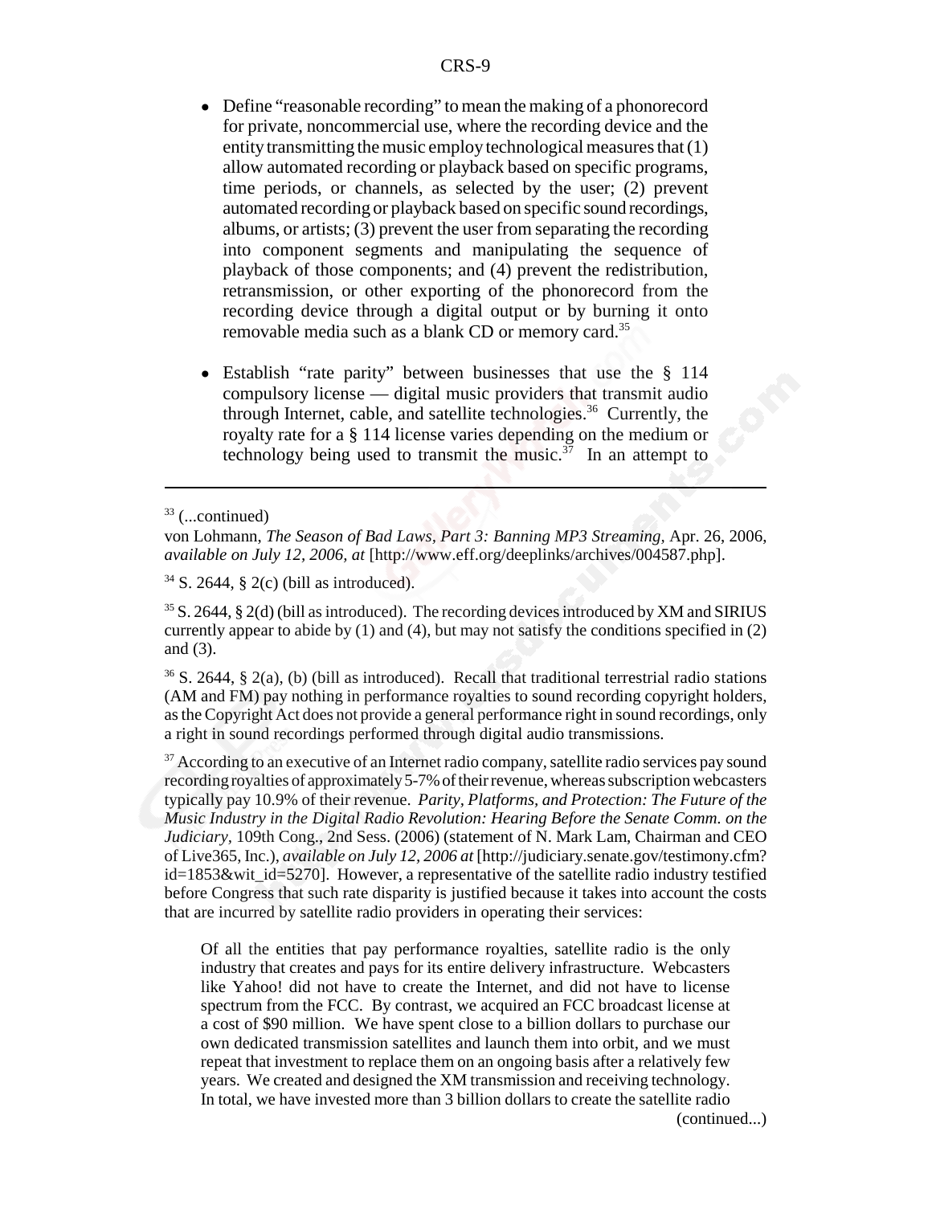- Define "reasonable recording" to mean the making of a phonorecord for private, noncommercial use, where the recording device and the entity transmitting the music employ technological measures that (1) allow automated recording or playback based on specific programs, time periods, or channels, as selected by the user; (2) prevent automated recording or playback based on specific sound recordings, albums, or artists; (3) prevent the user from separating the recording into component segments and manipulating the sequence of playback of those components; and (4) prevent the redistribution, retransmission, or other exporting of the phonorecord from the recording device through a digital output or by burning it onto removable media such as a blank CD or memory card.[35]

- Establish "rate parity" between businesses that use the § 114 compulsory license — digital music providers that transmit audio through Internet, cable, and satellite technologies.[36] Currently, the royalty rate for a § 114 license varies depending on the medium or technology being used to transmit the music.[37] In an attempt to

---

[33] (...continued)
von Lohmann, *The Season of Bad Laws, Part 3: Banning MP3 Streaming*, Apr. 26, 2006, *available on July 12, 2006, at* [http://www.eff.org/deeplinks/archives/004587.php].

[34] S. 2644, § 2(c) (bill as introduced).

[35] S. 2644, § 2(d) (bill as introduced). The recording devices introduced by XM and SIRIUS currently appear to abide by (1) and (4), but may not satisfy the conditions specified in (2) and (3).

[36] S. 2644, § 2(a), (b) (bill as introduced). Recall that traditional terrestrial radio stations (AM and FM) pay nothing in performance royalties to sound recording copyright holders, as the Copyright Act does not provide a general performance right in sound recordings, only a right in sound recordings performed through digital audio transmissions.

[37] According to an executive of an Internet radio company, satellite radio services pay sound recording royalties of approximately 5-7% of their revenue, whereas subscription webcasters typically pay 10.9% of their revenue. *Parity, Platforms, and Protection: The Future of the Music Industry in the Digital Radio Revolution: Hearing Before the Senate Comm. on the Judiciary*, 109th Cong., 2nd Sess. (2006) (statement of N. Mark Lam, Chairman and CEO of Live365, Inc.), *available on July 12, 2006 at* [http://judiciary.senate.gov/testimony.cfm?id=1853&wit_id=5270]. However, a representative of the satellite radio industry testified before Congress that such rate disparity is justified because it takes into account the costs that are incurred by satellite radio providers in operating their services:

> Of all the entities that pay performance royalties, satellite radio is the only industry that creates and pays for its entire delivery infrastructure. Webcasters like Yahoo! did not have to create the Internet, and did not have to license spectrum from the FCC. By contrast, we acquired an FCC broadcast license at a cost of $90 million. We have spent close to a billion dollars to purchase our own dedicated transmission satellites and launch them into orbit, and we must repeat that investment to replace them on an ongoing basis after a relatively few years. We created and designed the XM transmission and receiving technology. In total, we have invested more than 3 billion dollars to create the satellite radio

(continued...)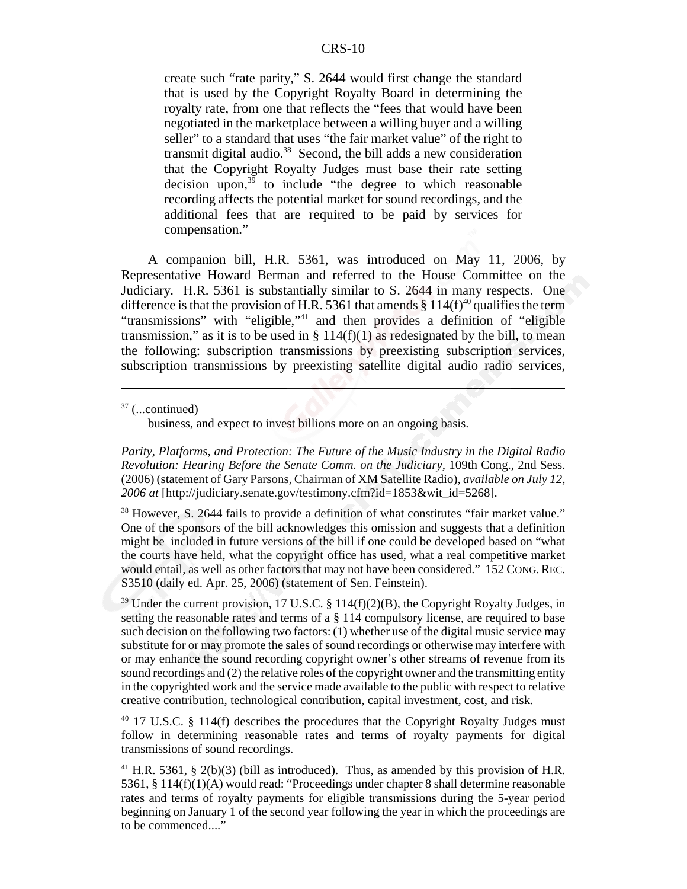create such "rate parity," S. 2644 would first change the standard that is used by the Copyright Royalty Board in determining the royalty rate, from one that reflects the "fees that would have been negotiated in the marketplace between a willing buyer and a willing seller" to a standard that uses "the fair market value" of the right to transmit digital audio.[38] Second, the bill adds a new consideration that the Copyright Royalty Judges must base their rate setting decision upon,[39] to include "the degree to which reasonable recording affects the potential market for sound recordings, and the additional fees that are required to be paid by services for compensation."

A companion bill, H.R. 5361, was introduced on May 11, 2006, by Representative Howard Berman and referred to the House Committee on the Judiciary. H.R. 5361 is substantially similar to S. 2644 in many respects. One difference is that the provision of H.R. 5361 that amends § 114(f)[40] qualifies the term "transmissions" with "eligible,"[41] and then provides a definition of "eligible transmission," as it is to be used in § 114(f)(1) as redesignated by the bill, to mean the following: subscription transmissions by preexisting subscription services, subscription transmissions by preexisting satellite digital audio radio services,

---

[37] (...continued)

business, and expect to invest billions more on an ongoing basis.

*Parity, Platforms, and Protection: The Future of the Music Industry in the Digital Radio Revolution: Hearing Before the Senate Comm. on the Judiciary*, 109th Cong., 2nd Sess. (2006) (statement of Gary Parsons, Chairman of XM Satellite Radio), *available on July 12, 2006 at* [http://judiciary.senate.gov/testimony.cfm?id=1853&wit_id=5268].

[38] However, S. 2644 fails to provide a definition of what constitutes "fair market value." One of the sponsors of the bill acknowledges this omission and suggests that a definition might be included in future versions of the bill if one could be developed based on "what the courts have held, what the copyright office has used, what a real competitive market would entail, as well as other factors that may not have been considered." 152 CONG. REC. S3510 (daily ed. Apr. 25, 2006) (statement of Sen. Feinstein).

[39] Under the current provision, 17 U.S.C. § 114(f)(2)(B), the Copyright Royalty Judges, in setting the reasonable rates and terms of a § 114 compulsory license, are required to base such decision on the following two factors: (1) whether use of the digital music service may substitute for or may promote the sales of sound recordings or otherwise may interfere with or may enhance the sound recording copyright owner's other streams of revenue from its sound recordings and (2) the relative roles of the copyright owner and the transmitting entity in the copyrighted work and the service made available to the public with respect to relative creative contribution, technological contribution, capital investment, cost, and risk.

[40] 17 U.S.C. § 114(f) describes the procedures that the Copyright Royalty Judges must follow in determining reasonable rates and terms of royalty payments for digital transmissions of sound recordings.

[41] H.R. 5361, § 2(b)(3) (bill as introduced). Thus, as amended by this provision of H.R. 5361, § 114(f)(1)(A) would read: "Proceedings under chapter 8 shall determine reasonable rates and terms of royalty payments for eligible transmissions during the 5-year period beginning on January 1 of the second year following the year in which the proceedings are to be commenced...."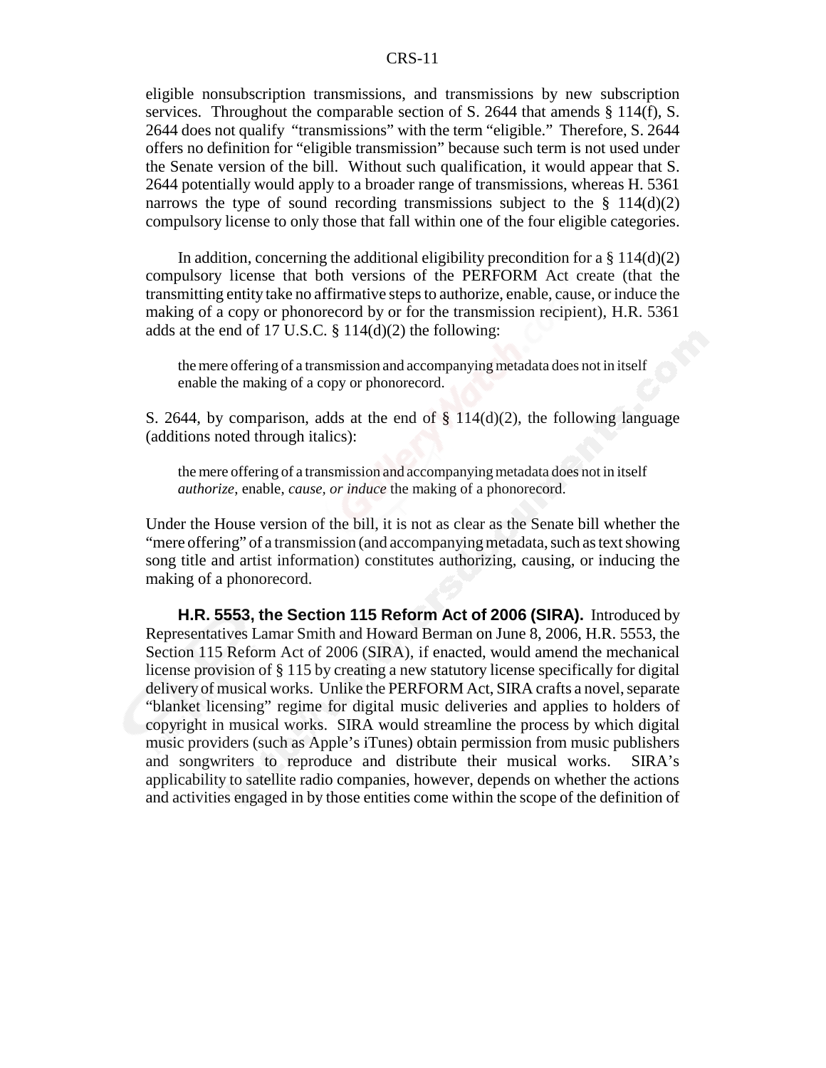eligible nonsubscription transmissions, and transmissions by new subscription services. Throughout the comparable section of S. 2644 that amends § 114(f), S. 2644 does not qualify "transmissions" with the term "eligible." Therefore, S. 2644 offers no definition for "eligible transmission" because such term is not used under the Senate version of the bill. Without such qualification, it would appear that S. 2644 potentially would apply to a broader range of transmissions, whereas H. 5361 narrows the type of sound recording transmissions subject to the § 114(d)(2) compulsory license to only those that fall within one of the four eligible categories.

In addition, concerning the additional eligibility precondition for a § 114(d)(2) compulsory license that both versions of the PERFORM Act create (that the transmitting entity take no affirmative steps to authorize, enable, cause, or induce the making of a copy or phonorecord by or for the transmission recipient), H.R. 5361 adds at the end of 17 U.S.C. § 114(d)(2) the following:

> the mere offering of a transmission and accompanying metadata does not in itself enable the making of a copy or phonorecord.

S. 2644, by comparison, adds at the end of § 114(d)(2), the following language (additions noted through italics):

> the mere offering of a transmission and accompanying metadata does not in itself *authorize*, enable, *cause, or induce* the making of a phonorecord.

Under the House version of the bill, it is not as clear as the Senate bill whether the "mere offering" of a transmission (and accompanying metadata, such as text showing song title and artist information) constitutes authorizing, causing, or inducing the making of a phonorecord.

**H.R. 5553, the Section 115 Reform Act of 2006 (SIRA).** Introduced by Representatives Lamar Smith and Howard Berman on June 8, 2006, H.R. 5553, the Section 115 Reform Act of 2006 (SIRA), if enacted, would amend the mechanical license provision of § 115 by creating a new statutory license specifically for digital delivery of musical works. Unlike the PERFORM Act, SIRA crafts a novel, separate "blanket licensing" regime for digital music deliveries and applies to holders of copyright in musical works. SIRA would streamline the process by which digital music providers (such as Apple's iTunes) obtain permission from music publishers and songwriters to reproduce and distribute their musical works. SIRA's applicability to satellite radio companies, however, depends on whether the actions and activities engaged in by those entities come within the scope of the definition of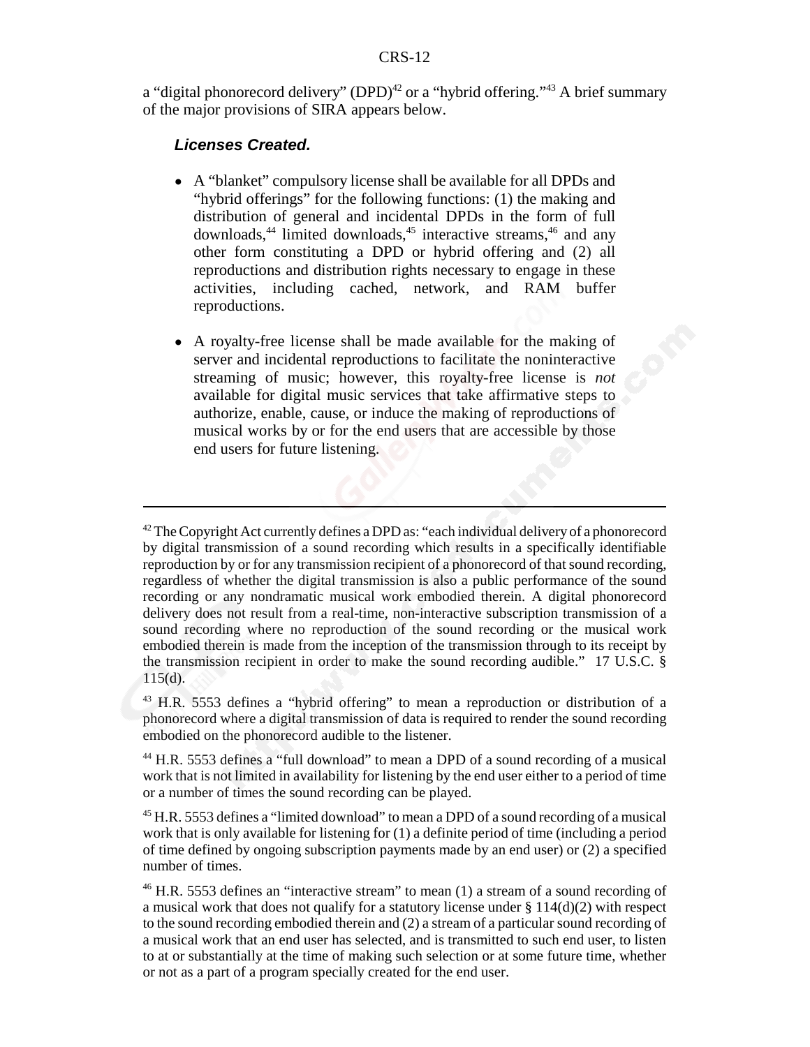a "digital phonorecord delivery" (DPD)[42] or a "hybrid offering."[43] A brief summary of the major provisions of SIRA appears below.

***Licenses Created.***

- A "blanket" compulsory license shall be available for all DPDs and "hybrid offerings" for the following functions: (1) the making and distribution of general and incidental DPDs in the form of full downloads,[44] limited downloads,[45] interactive streams,[46] and any other form constituting a DPD or hybrid offering and (2) all reproductions and distribution rights necessary to engage in these activities, including cached, network, and RAM buffer reproductions.

- A royalty-free license shall be made available for the making of server and incidental reproductions to facilitate the noninteractive streaming of music; however, this royalty-free license is *not* available for digital music services that take affirmative steps to authorize, enable, cause, or induce the making of reproductions of musical works by or for the end users that are accessible by those end users for future listening.

---

[42] The Copyright Act currently defines a DPD as: "each individual delivery of a phonorecord by digital transmission of a sound recording which results in a specifically identifiable reproduction by or for any transmission recipient of a phonorecord of that sound recording, regardless of whether the digital transmission is also a public performance of the sound recording or any nondramatic musical work embodied therein. A digital phonorecord delivery does not result from a real-time, non-interactive subscription transmission of a sound recording where no reproduction of the sound recording or the musical work embodied therein is made from the inception of the transmission through to its receipt by the transmission recipient in order to make the sound recording audible." 17 U.S.C. § 115(d).

[43] H.R. 5553 defines a "hybrid offering" to mean a reproduction or distribution of a phonorecord where a digital transmission of data is required to render the sound recording embodied on the phonorecord audible to the listener.

[44] H.R. 5553 defines a "full download" to mean a DPD of a sound recording of a musical work that is not limited in availability for listening by the end user either to a period of time or a number of times the sound recording can be played.

[45] H.R. 5553 defines a "limited download" to mean a DPD of a sound recording of a musical work that is only available for listening for (1) a definite period of time (including a period of time defined by ongoing subscription payments made by an end user) or (2) a specified number of times.

[46] H.R. 5553 defines an "interactive stream" to mean (1) a stream of a sound recording of a musical work that does not qualify for a statutory license under § 114(d)(2) with respect to the sound recording embodied therein and (2) a stream of a particular sound recording of a musical work that an end user has selected, and is transmitted to such end user, to listen to at or substantially at the time of making such selection or at some future time, whether or not as a part of a program specially created for the end user.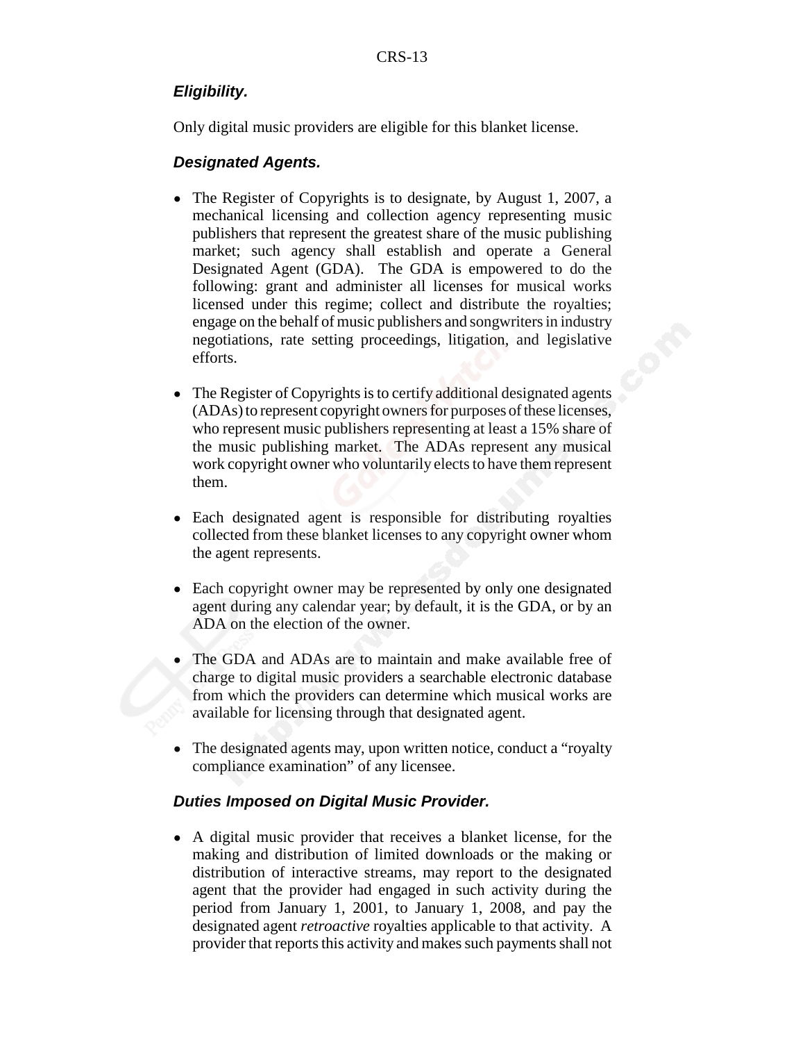### *Eligibility.*

Only digital music providers are eligible for this blanket license.

### *Designated Agents.*

- The Register of Copyrights is to designate, by August 1, 2007, a mechanical licensing and collection agency representing music publishers that represent the greatest share of the music publishing market; such agency shall establish and operate a General Designated Agent (GDA). The GDA is empowered to do the following: grant and administer all licenses for musical works licensed under this regime; collect and distribute the royalties; engage on the behalf of music publishers and songwriters in industry negotiations, rate setting proceedings, litigation, and legislative efforts.
- The Register of Copyrights is to certify additional designated agents (ADAs) to represent copyright owners for purposes of these licenses, who represent music publishers representing at least a 15% share of the music publishing market. The ADAs represent any musical work copyright owner who voluntarily elects to have them represent them.
- Each designated agent is responsible for distributing royalties collected from these blanket licenses to any copyright owner whom the agent represents.
- Each copyright owner may be represented by only one designated agent during any calendar year; by default, it is the GDA, or by an ADA on the election of the owner.
- The GDA and ADAs are to maintain and make available free of charge to digital music providers a searchable electronic database from which the providers can determine which musical works are available for licensing through that designated agent.
- The designated agents may, upon written notice, conduct a "royalty compliance examination" of any licensee.

### *Duties Imposed on Digital Music Provider.*

- A digital music provider that receives a blanket license, for the making and distribution of limited downloads or the making or distribution of interactive streams, may report to the designated agent that the provider had engaged in such activity during the period from January 1, 2001, to January 1, 2008, and pay the designated agent *retroactive* royalties applicable to that activity. A provider that reports this activity and makes such payments shall not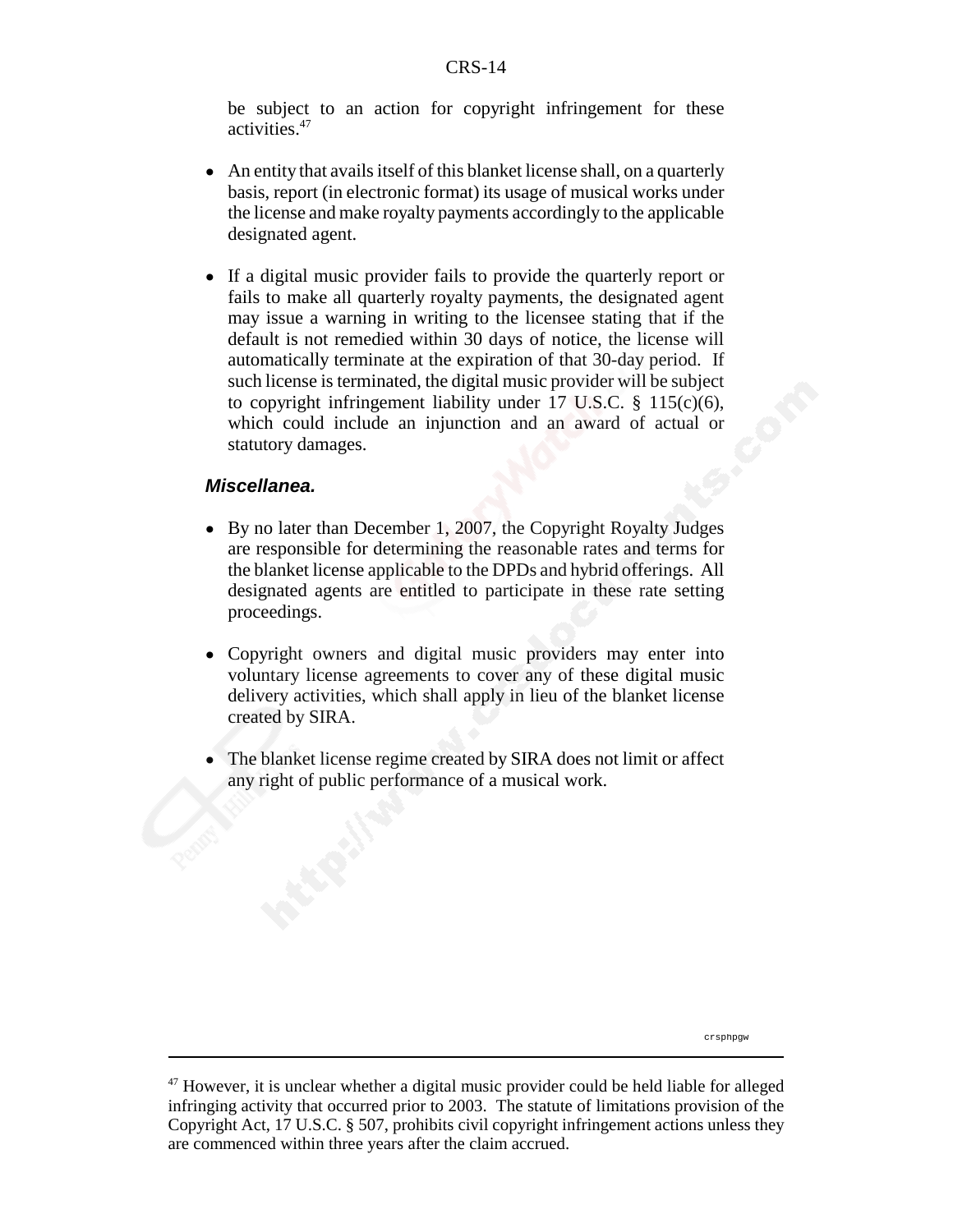be subject to an action for copyright infringement for these activities.[47]

- An entity that avails itself of this blanket license shall, on a quarterly basis, report (in electronic format) its usage of musical works under the license and make royalty payments accordingly to the applicable designated agent.

- If a digital music provider fails to provide the quarterly report or fails to make all quarterly royalty payments, the designated agent may issue a warning in writing to the licensee stating that if the default is not remedied within 30 days of notice, the license will automatically terminate at the expiration of that 30-day period. If such license is terminated, the digital music provider will be subject to copyright infringement liability under 17 U.S.C. § 115(c)(6), which could include an injunction and an award of actual or statutory damages.

***Miscellanea.***

- By no later than December 1, 2007, the Copyright Royalty Judges are responsible for determining the reasonable rates and terms for the blanket license applicable to the DPDs and hybrid offerings. All designated agents are entitled to participate in these rate setting proceedings.

- Copyright owners and digital music providers may enter into voluntary license agreements to cover any of these digital music delivery activities, which shall apply in lieu of the blanket license created by SIRA.

- The blanket license regime created by SIRA does not limit or affect any right of public performance of a musical work.

---

[47] However, it is unclear whether a digital music provider could be held liable for alleged infringing activity that occurred prior to 2003. The statute of limitations provision of the Copyright Act, 17 U.S.C. § 507, prohibits civil copyright infringement actions unless they are commenced within three years after the claim accrued.